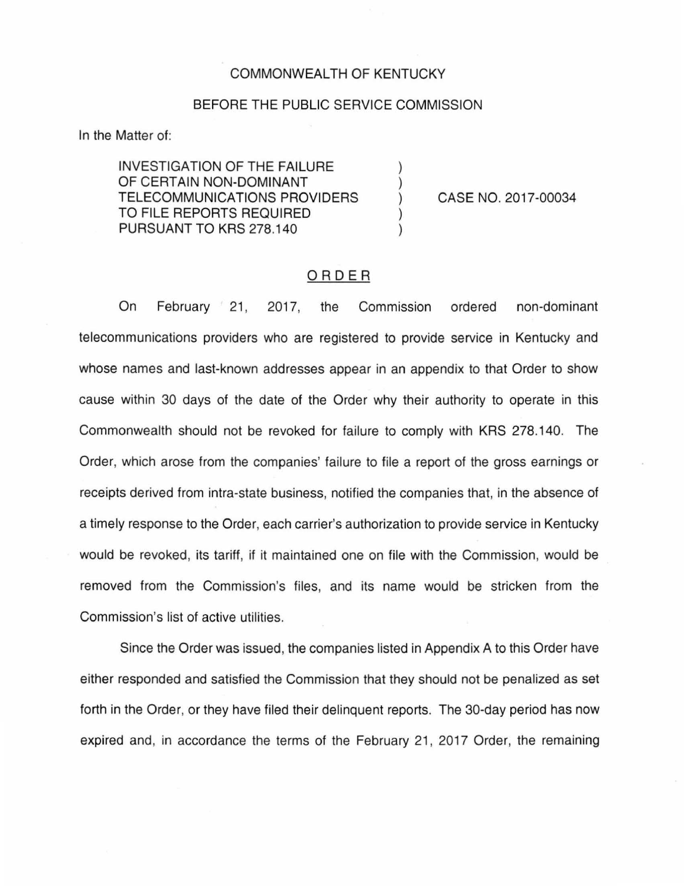COMMONWEALTH OF KENTUCKY

BEFORE THE PUBLIC SERVICE COMMISSION

In the Matter of:

| | | |
|---|---|---|
| INVESTIGATION OF THE FAILURE OF CERTAIN NON-DOMINANT TELECOMMUNICATIONS PROVIDERS TO FILE REPORTS REQUIRED PURSUANT TO KRS 278.140 | ) ) ) ) ) | CASE NO. 2017-00034 |

## ORDER

On February 21, 2017, the Commission ordered non-dominant telecommunications providers who are registered to provide service in Kentucky and whose names and last-known addresses appear in an appendix to that Order to show cause within 30 days of the date of the Order why their authority to operate in this Commonwealth should not be revoked for failure to comply with KRS 278.140. The Order, which arose from the companies' failure to file a report of the gross earnings or receipts derived from intra-state business, notified the companies that, in the absence of a timely response to the Order, each carrier's authorization to provide service in Kentucky would be revoked, its tariff, if it maintained one on file with the Commission, would be removed from the Commission's files, and its name would be stricken from the Commission's list of active utilities.

Since the Order was issued, the companies listed in Appendix A to this Order have either responded and satisfied the Commission that they should not be penalized as set forth in the Order, or they have filed their delinquent reports. The 30-day period has now expired and, in accordance the terms of the February 21, 2017 Order, the remaining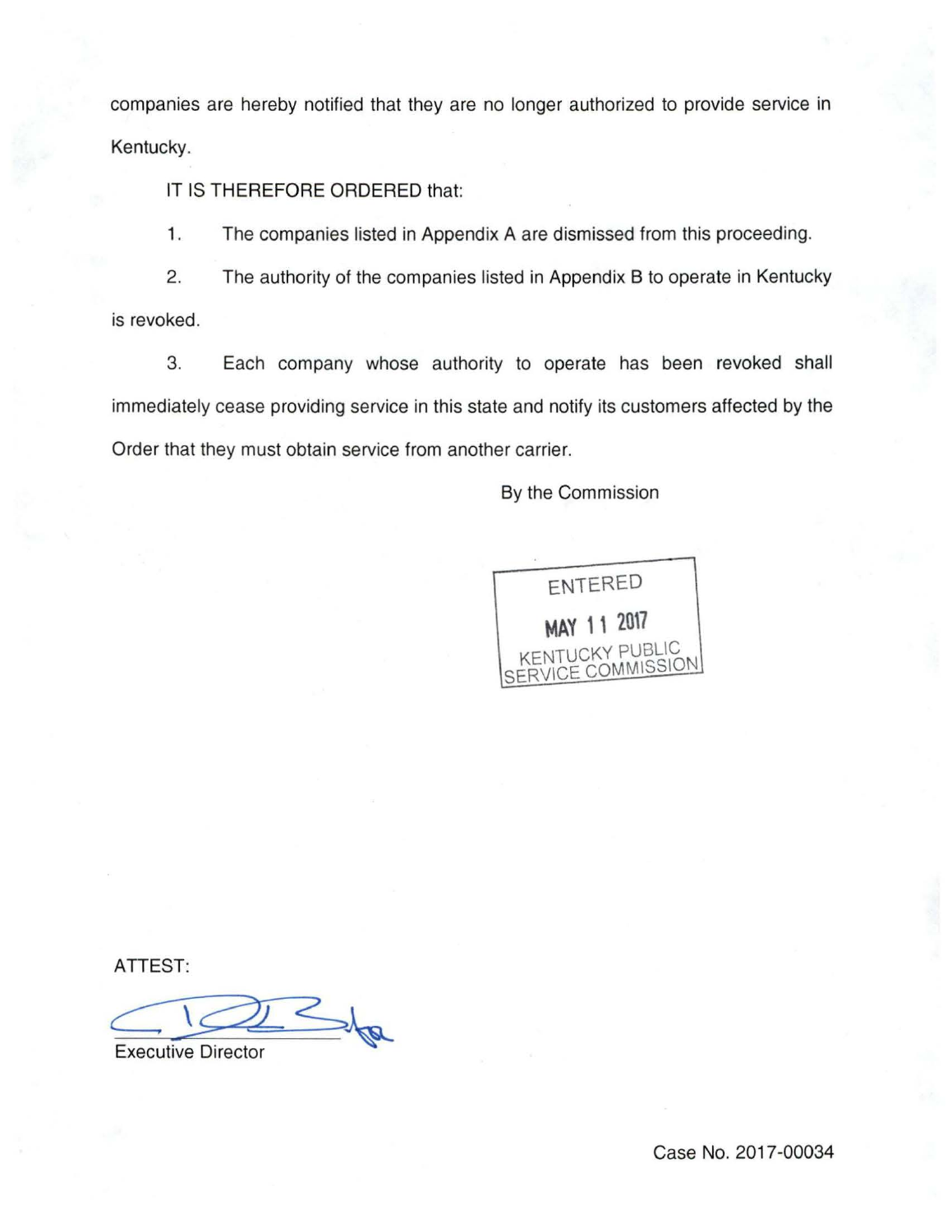companies are hereby notified that they are no longer authorized to provide service in Kentucky.

IT IS THEREFORE ORDERED that:

1. The companies listed in Appendix A are dismissed from this proceeding.

2. The authority of the companies listed in Appendix B to operate in Kentucky is revoked.

3. Each company whose authority to operate has been revoked shall immediately cease providing service in this state and notify its customers affected by the Order that they must obtain service from another carrier.

By the Commission

ENTERED
MAY 11 2017
KENTUCKY PUBLIC SERVICE COMMISSION

ATTEST:

Executive Director

Case No. 2017-00034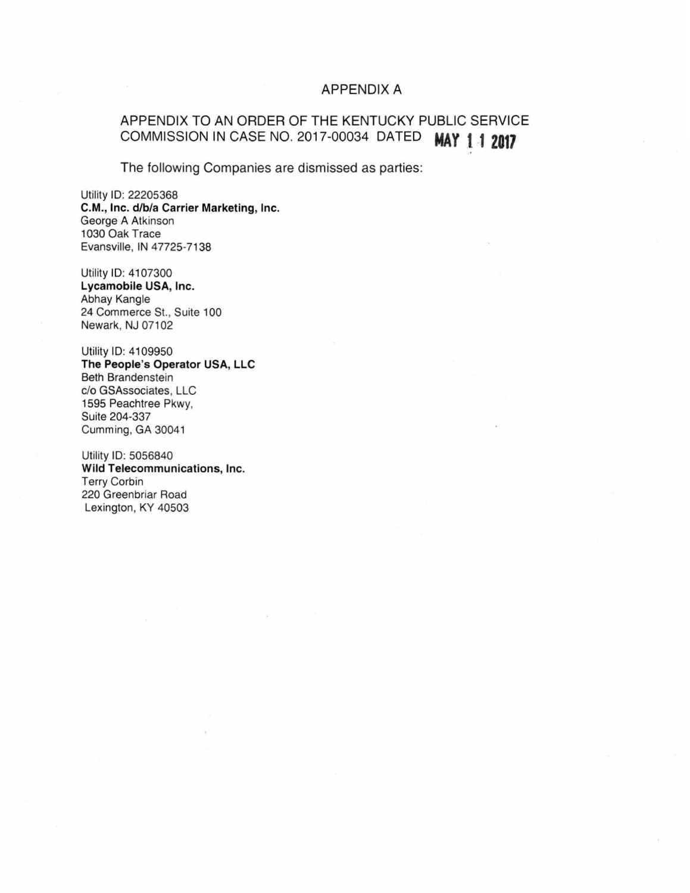# APPENDIX A

## APPENDIX TO AN ORDER OF THE KENTUCKY PUBLIC SERVICE COMMISSION IN CASE NO. 2017-00034 DATED MAY 11 2017

The following Companies are dismissed as parties:

Utility ID: 22205368
**C.M., Inc. d/b/a Carrier Marketing, Inc.**
George A Atkinson
1030 Oak Trace
Evansville, IN 47725-7138

Utility ID: 4107300
**Lycamobile USA, Inc.**
Abhay Kangle
24 Commerce St., Suite 100
Newark, NJ 07102

Utility ID: 4109950
**The People's Operator USA, LLC**
Beth Brandenstein
c/o GSAssociates, LLC
1595 Peachtree Pkwy,
Suite 204-337
Cumming, GA 30041

Utility ID: 5056840
**Wild Telecommunications, Inc.**
Terry Corbin
220 Greenbriar Road
Lexington, KY 40503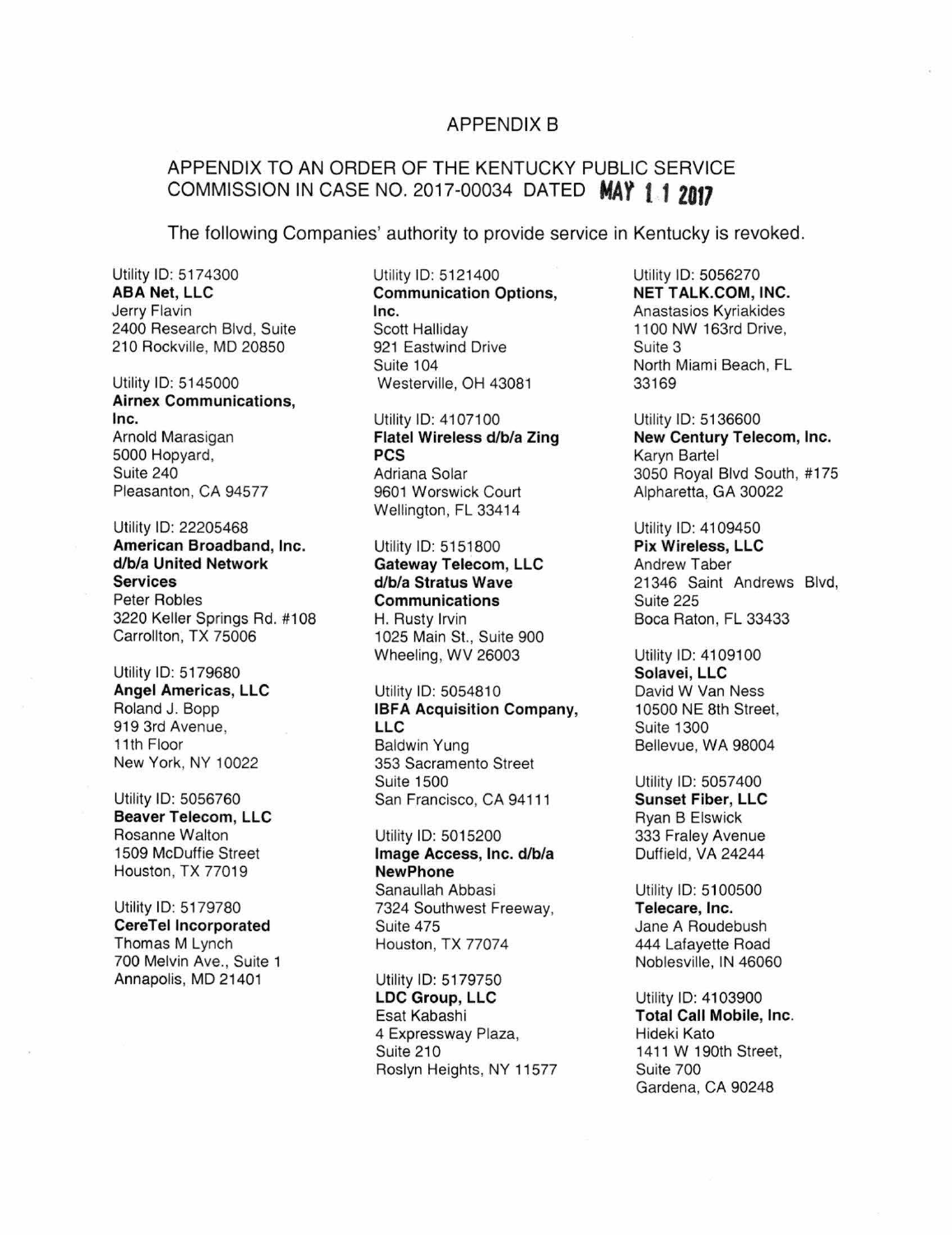# APPENDIX B

## APPENDIX TO AN ORDER OF THE KENTUCKY PUBLIC SERVICE COMMISSION IN CASE NO. 2017-00034 DATED MAY 1 1 2017

The following Companies' authority to provide service in Kentucky is revoked.

Utility ID: 5174300
**ABA Net, LLC**
Jerry Flavin
2400 Research Blvd, Suite 210 Rockville, MD 20850

Utility ID: 5145000
**Airnex Communications, Inc.**
Arnold Marasigan
5000 Hopyard,
Suite 240
Pleasanton, CA 94577

Utility ID: 22205468
**American Broadband, Inc. d/b/a United Network Services**
Peter Robles
3220 Keller Springs Rd. #108
Carrollton, TX 75006

Utility ID: 5179680
**Angel Americas, LLC**
Roland J. Bopp
919 3rd Avenue,
11th Floor
New York, NY 10022

Utility ID: 5056760
**Beaver Telecom, LLC**
Rosanne Walton
1509 McDuffie Street
Houston, TX 77019

Utility ID: 5179780
**CereTel Incorporated**
Thomas M Lynch
700 Melvin Ave., Suite 1
Annapolis, MD 21401

Utility ID: 5121400
**Communication Options, Inc.**
Scott Halliday
921 Eastwind Drive
Suite 104
Westerville, OH 43081

Utility ID: 4107100
**Flatel Wireless d/b/a Zing PCS**
Adriana Solar
9601 Worswick Court
Wellington, FL 33414

Utility ID: 5151800
**Gateway Telecom, LLC d/b/a Stratus Wave Communications**
H. Rusty Irvin
1025 Main St., Suite 900
Wheeling, WV 26003

Utility ID: 5054810
**IBFA Acquisition Company, LLC**
Baldwin Yung
353 Sacramento Street
Suite 1500
San Francisco, CA 94111

Utility ID: 5015200
**Image Access, Inc. d/b/a NewPhone**
Sanaullah Abbasi
7324 Southwest Freeway,
Suite 475
Houston, TX 77074

Utility ID: 5179750
**LDC Group, LLC**
Esat Kabashi
4 Expressway Plaza,
Suite 210
Roslyn Heights, NY 11577

Utility ID: 5056270
**NET TALK.COM, INC.**
Anastasios Kyriakides
1100 NW 163rd Drive,
Suite 3
North Miami Beach, FL 33169

Utility ID: 5136600
**New Century Telecom, Inc.**
Karyn Bartel
3050 Royal Blvd South, #175
Alpharetta, GA 30022

Utility ID: 4109450
**Pix Wireless, LLC**
Andrew Taber
21346 Saint Andrews Blvd,
Suite 225
Boca Raton, FL 33433

Utility ID: 4109100
**Solavei, LLC**
David W Van Ness
10500 NE 8th Street,
Suite 1300
Bellevue, WA 98004

Utility ID: 5057400
**Sunset Fiber, LLC**
Ryan B Elswick
333 Fraley Avenue
Duffield, VA 24244

Utility ID: 5100500
**Telecare, Inc.**
Jane A Roudebush
444 Lafayette Road
Noblesville, IN 46060

Utility ID: 4103900
**Total Call Mobile, Inc.**
Hideki Kato
1411 W 190th Street,
Suite 700
Gardena, CA 90248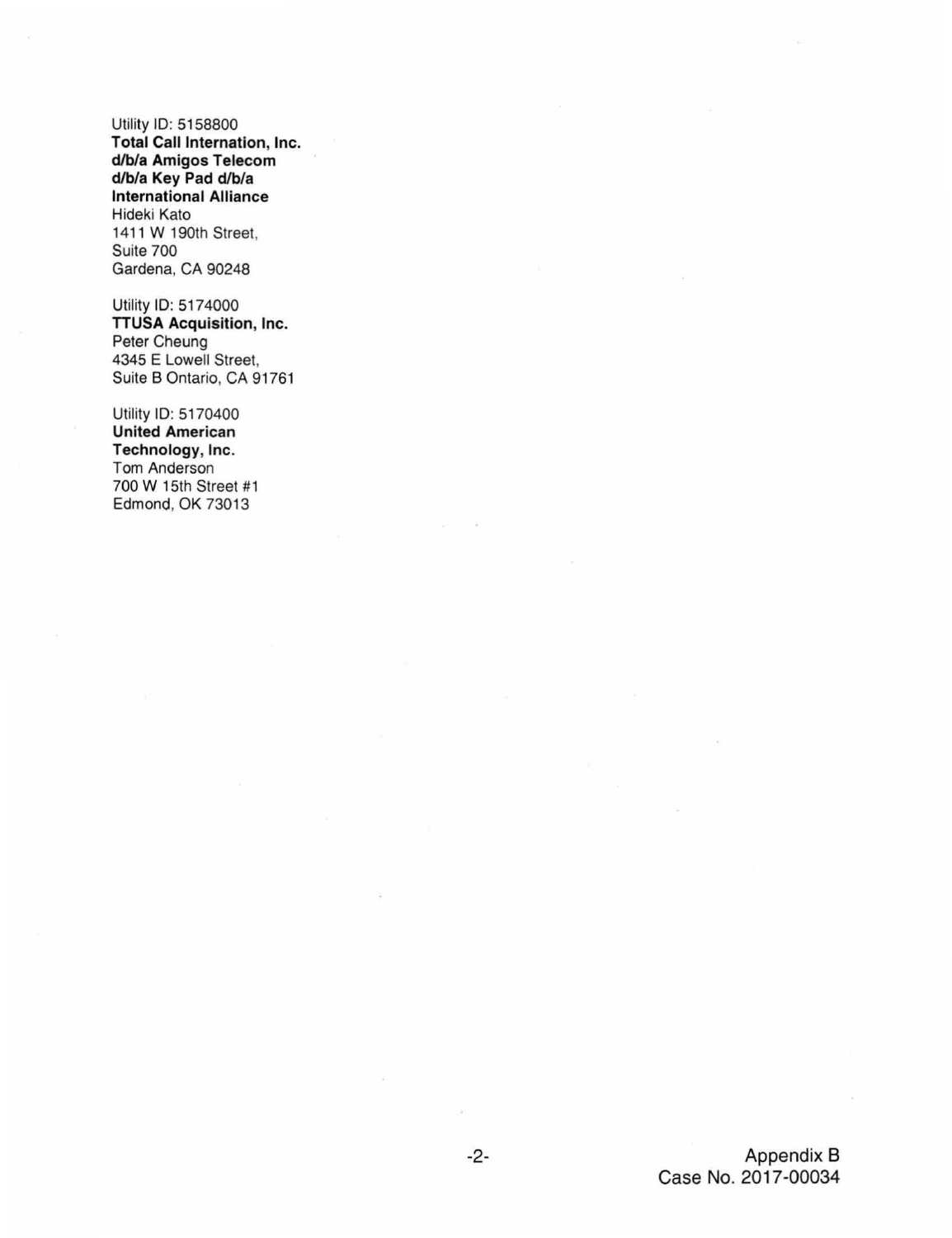Utility ID: 5158800
**Total Call Internation, Inc.**
**d/b/a Amigos Telecom**
**d/b/a Key Pad d/b/a**
**International Alliance**
Hideki Kato
1411 W 190th Street,
Suite 700
Gardena, CA 90248

Utility ID: 5174000
**TTUSA Acquisition, Inc.**
Peter Cheung
4345 E Lowell Street,
Suite B Ontario, CA 91761

Utility ID: 5170400
**United American**
**Technology, Inc.**
Tom Anderson
700 W 15th Street #1
Edmond, OK 73013

Appendix B
Case No. 2017-00034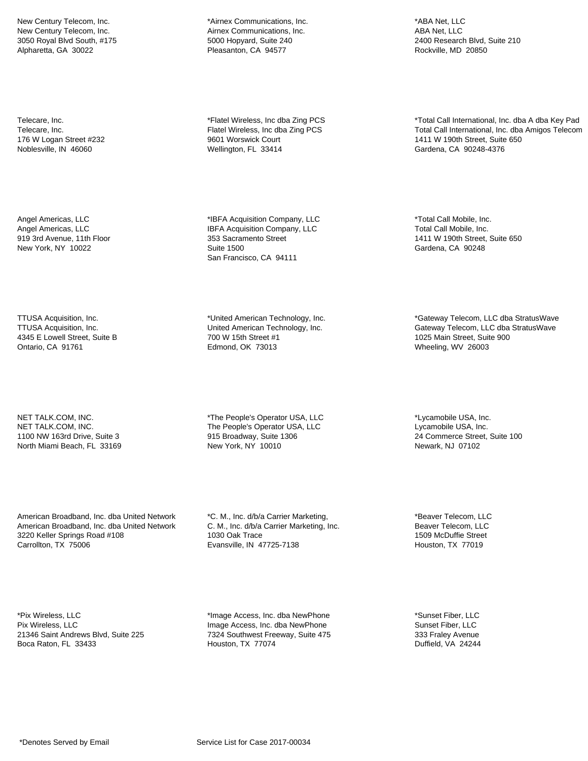New Century Telecom, Inc.
New Century Telecom, Inc.
3050 Royal Blvd South, #175
Alpharetta, GA  30022

*Airnex Communications, Inc.
Airnex Communications, Inc.
5000 Hopyard, Suite 240
Pleasanton, CA  94577

*ABA Net, LLC
ABA Net, LLC
2400 Research Blvd, Suite 210
Rockville, MD  20850

Telecare, Inc.
Telecare, Inc.
176 W Logan Street #232
Noblesville, IN  46060

*Flatel Wireless, Inc dba Zing PCS
Flatel Wireless, Inc dba Zing PCS
9601 Worswick Court
Wellington, FL  33414

*Total Call International, Inc. dba A dba Key Pad
Total Call International, Inc. dba Amigos Telecom
1411 W 190th Street, Suite 650
Gardena, CA  90248-4376

Angel Americas, LLC
Angel Americas, LLC
919 3rd Avenue, 11th Floor
New York, NY  10022

*IBFA Acquisition Company, LLC
IBFA Acquisition Company, LLC
353 Sacramento Street
Suite 1500
San Francisco, CA  94111

*Total Call Mobile, Inc.
Total Call Mobile, Inc.
1411 W 190th Street, Suite 650
Gardena, CA  90248

TTUSA Acquisition, Inc.
TTUSA Acquisition, Inc.
4345 E Lowell Street, Suite B
Ontario, CA  91761

*United American Technology, Inc.
United American Technology, Inc.
700 W 15th Street #1
Edmond, OK  73013

*Gateway Telecom, LLC dba StratusWave
Gateway Telecom, LLC dba StratusWave
1025 Main Street, Suite 900
Wheeling, WV  26003

NET TALK.COM, INC.
NET TALK.COM, INC.
1100 NW 163rd Drive, Suite 3
North Miami Beach, FL  33169

*The People's Operator USA, LLC
The People's Operator USA, LLC
915 Broadway, Suite 1306
New York, NY  10010

*Lycamobile USA, Inc.
Lycamobile USA, Inc.
24 Commerce Street, Suite 100
Newark, NJ  07102

American Broadband, Inc. dba United Network
American Broadband, Inc. dba United Network
3220 Keller Springs Road #108
Carrollton, TX  75006

*C. M., Inc. d/b/a Carrier Marketing,
C. M., Inc. d/b/a Carrier Marketing, Inc.
1030 Oak Trace
Evansville, IN  47725-7138

*Beaver Telecom, LLC
Beaver Telecom, LLC
1509 McDuffie Street
Houston, TX  77019

*Pix Wireless, LLC
Pix Wireless, LLC
21346 Saint Andrews Blvd, Suite 225
Boca Raton, FL  33433

*Image Access, Inc. dba NewPhone
Image Access, Inc. dba NewPhone
7324 Southwest Freeway, Suite 475
Houston, TX  77074

*Sunset Fiber, LLC
Sunset Fiber, LLC
333 Fraley Avenue
Duffield, VA  24244

*Denotes Served by Email

Service List for Case 2017-00034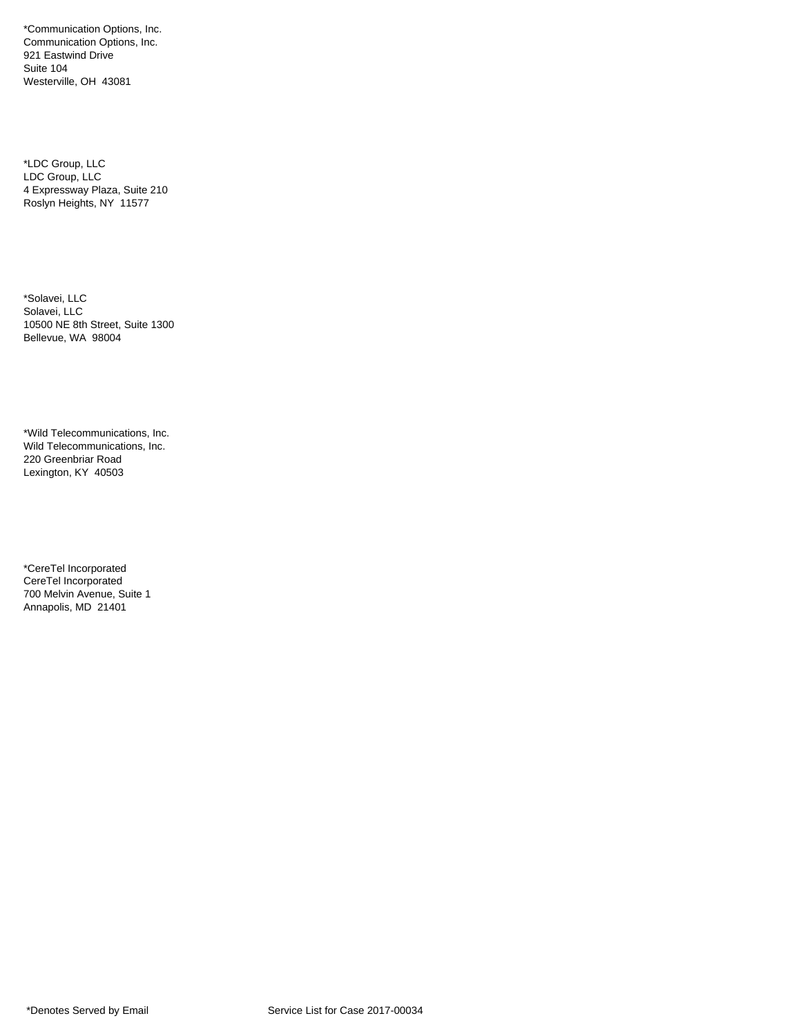*Communication Options, Inc.
Communication Options, Inc.
921 Eastwind Drive
Suite 104
Westerville, OH  43081

*LDC Group, LLC
LDC Group, LLC
4 Expressway Plaza, Suite 210
Roslyn Heights, NY  11577

*Solavei, LLC
Solavei, LLC
10500 NE 8th Street, Suite 1300
Bellevue, WA  98004

*Wild Telecommunications, Inc.
Wild Telecommunications, Inc.
220 Greenbriar Road
Lexington, KY  40503

*CereTel Incorporated
CereTel Incorporated
700 Melvin Avenue, Suite 1
Annapolis, MD  21401